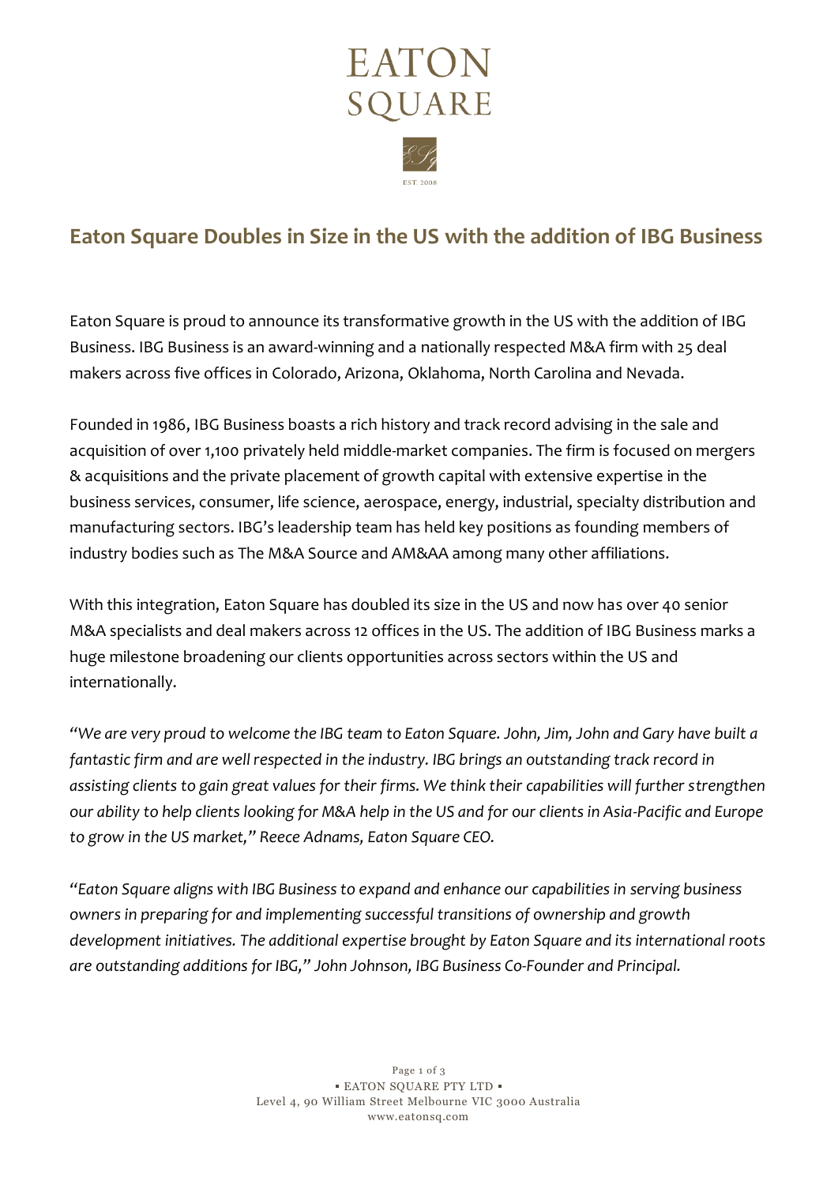# Eaton Square Doubles in Size in the US with the addition of IBG Business

Eaton Square is proud to announce its transformative growth in the US with the addition of IBG Business. IBG Business is an award-winning and a nationally respected M&A firm with 25 deal makers across five offices in Colorado, Arizona, Oklahoma, North Carolina and Nevada.

Founded in 1986, IBG Business boasts a rich history and track record advising in the sale and acquisition of over 1,100 privately held middle-market companies. The firm is focused on mergers & acquisitions and the private placement of growth capital with extensive expertise in the business services, consumer, life science, aerospace, energy, industrial, specialty distribution and manufacturing sectors. IBG's leadership team has held key positions as founding members of industry bodies such as The M&A Source and AM&AA among many other affiliations.

With this integration, Eaton Square has doubled its size in the US and now has over 40 senior M&A specialists and deal makers across 12 offices in the US. The addition of IBG Business marks a huge milestone broadening our clients opportunities across sectors within the US and internationally.

*"We are very proud to welcome the IBG team to Eaton Square. John, Jim, John and Gary have built a fantastic firm and are well respected in the industry. IBG brings an outstanding track record in assisting clients to gain great values for their firms. We think their capabilities will further strengthen our ability to help clients looking for M&A help in the US and for our clients in Asia-Pacific and Europe to grow in the US market," Reece Adnams, Eaton Square CEO.*

*"Eaton Square aligns with IBG Business to expand and enhance our capabilities in serving business owners in preparing for and implementing successful transitions of ownership and growth development initiatives. The additional expertise brought by Eaton Square and its international roots are outstanding additions for IBG," John Johnson, IBG Business Co-Founder and Principal.*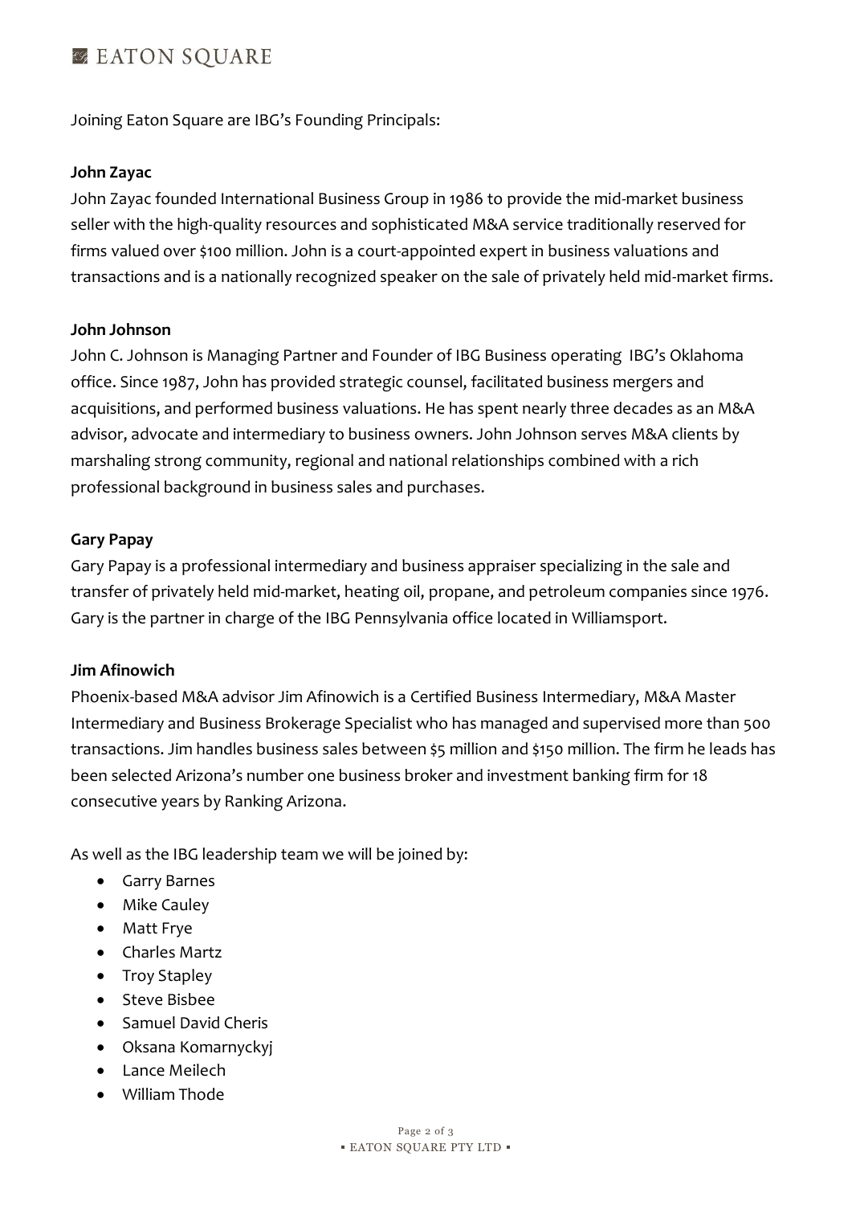Joining Eaton Square are IBG's Founding Principals:

**John Zayac**

John Zayac founded International Business Group in 1986 to provide the mid-market business seller with the high-quality resources and sophisticated M&A service traditionally reserved for firms valued over $100 million. John is a court-appointed expert in business valuations and transactions and is a nationally recognized speaker on the sale of privately held mid-market firms.

**John Johnson**

John C. Johnson is Managing Partner and Founder of IBG Business operating IBG's Oklahoma office. Since 1987, John has provided strategic counsel, facilitated business mergers and acquisitions, and performed business valuations. He has spent nearly three decades as an M&A advisor, advocate and intermediary to business owners. John Johnson serves M&A clients by marshaling strong community, regional and national relationships combined with a rich professional background in business sales and purchases.

**Gary Papay**

Gary Papay is a professional intermediary and business appraiser specializing in the sale and transfer of privately held mid-market, heating oil, propane, and petroleum companies since 1976. Gary is the partner in charge of the IBG Pennsylvania office located in Williamsport.

**Jim Afinowich**

Phoenix-based M&A advisor Jim Afinowich is a Certified Business Intermediary, M&A Master Intermediary and Business Brokerage Specialist who has managed and supervised more than 500 transactions. Jim handles business sales between $5 million and $150 million. The firm he leads has been selected Arizona's number one business broker and investment banking firm for 18 consecutive years by Ranking Arizona.

As well as the IBG leadership team we will be joined by:

- Garry Barnes
- Mike Cauley
- Matt Frye
- Charles Martz
- Troy Stapley
- Steve Bisbee
- Samuel David Cheris
- Oksana Komarnyckyj
- Lance Meilech
- William Thode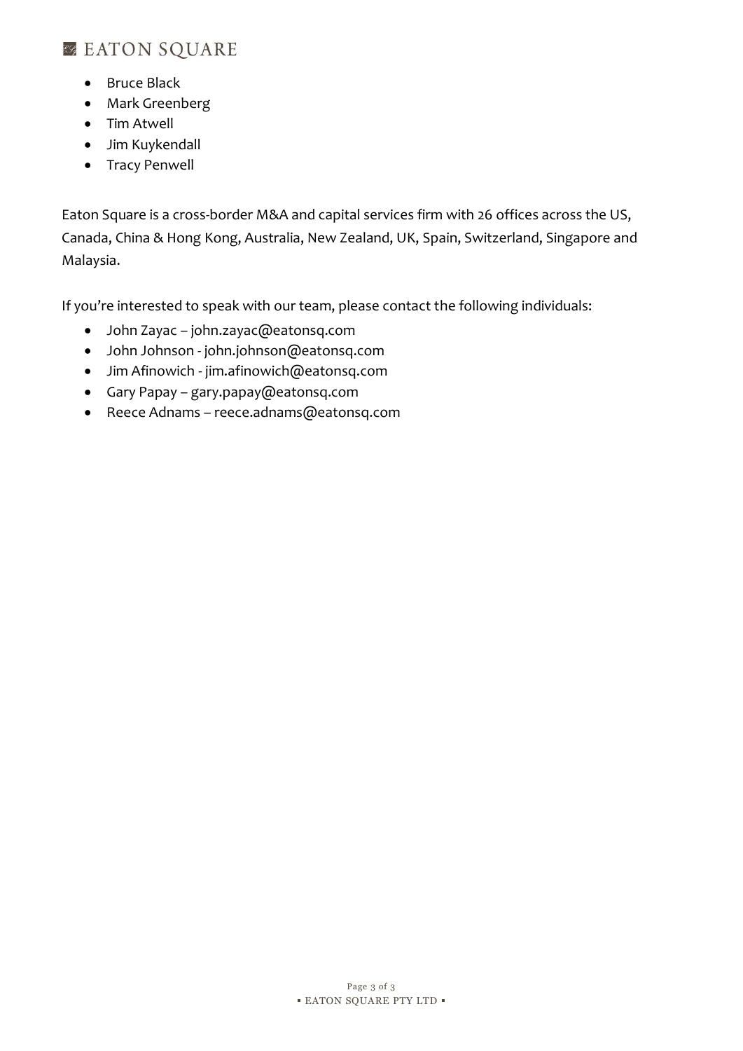- Bruce Black
- Mark Greenberg
- Tim Atwell
- Jim Kuykendall
- Tracy Penwell

Eaton Square is a cross-border M&A and capital services firm with 26 offices across the US, Canada, China & Hong Kong, Australia, New Zealand, UK, Spain, Switzerland, Singapore and Malaysia.

If you're interested to speak with our team, please contact the following individuals:

- John Zayac – john.zayac@eatonsq.com
- John Johnson - john.johnson@eatonsq.com
- Jim Afinowich - jim.afinowich@eatonsq.com
- Gary Papay – gary.papay@eatonsq.com
- Reece Adnams – reece.adnams@eatonsq.com